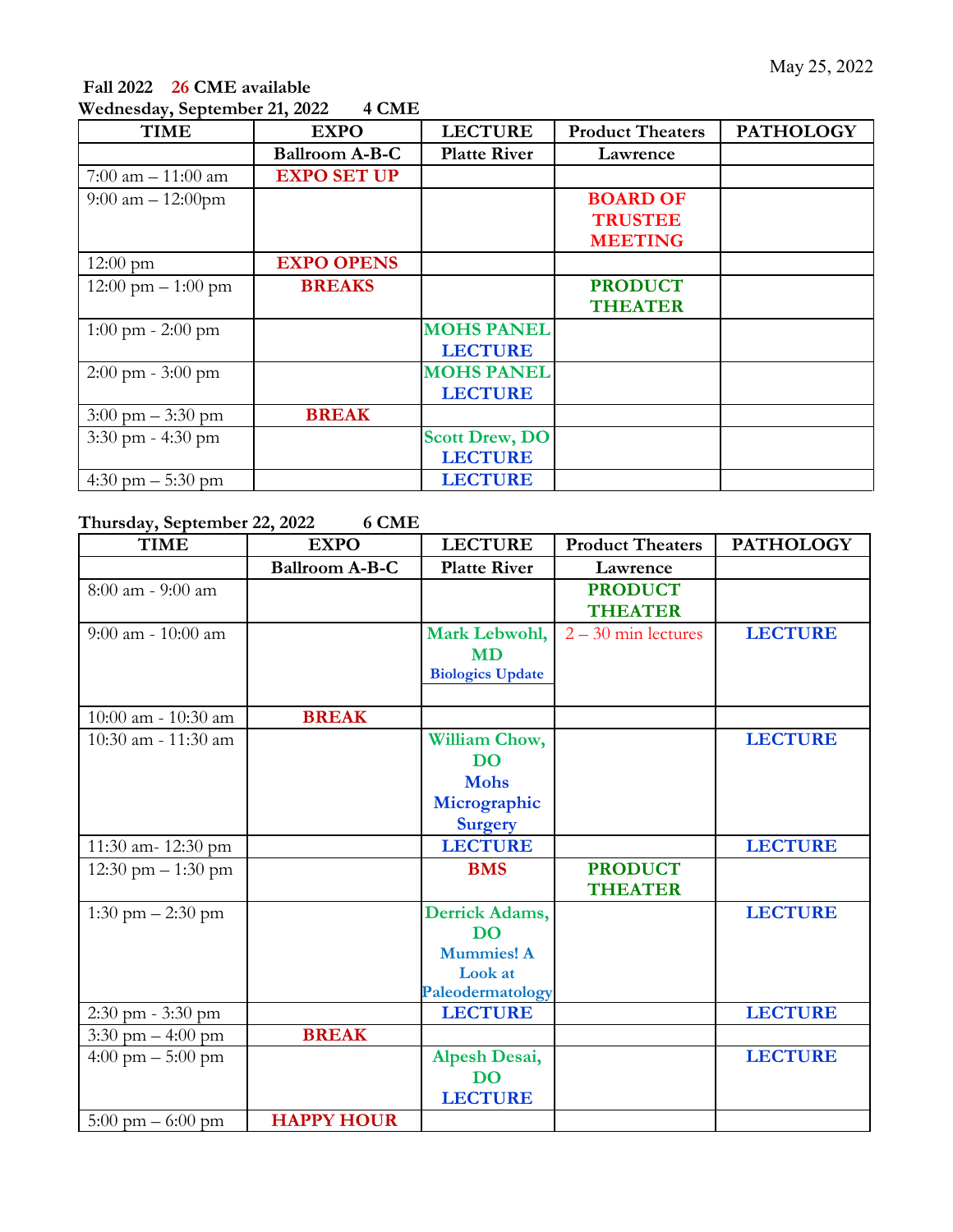May 25, 2022

**Fall 2022 26 CME available**

**Wednesday, September 21, 2022 4 CME**

| TIME | EXPO | LECTURE | Product Theaters | PATHOLOGY |
|---|---|---|---|---|
| | Ballroom A-B-C | Platte River | Lawrence | |
| 7:00 am – 11:00 am | EXPO SET UP | | | |
| 9:00 am – 12:00pm | | | BOARD OF TRUSTEE MEETING | |
| 12:00 pm | EXPO OPENS | | | |
| 12:00 pm – 1:00 pm | BREAKS | | PRODUCT THEATER | |
| 1:00 pm - 2:00 pm | | MOHS PANEL LECTURE | | |
| 2:00 pm - 3:00 pm | | MOHS PANEL LECTURE | | |
| 3:00 pm – 3:30 pm | BREAK | | | |
| 3:30 pm - 4:30 pm | | Scott Drew, DO LECTURE | | |
| 4:30 pm – 5:30 pm | | LECTURE | | |

**Thursday, September 22, 2022 6 CME**

| TIME | EXPO | LECTURE | Product Theaters | PATHOLOGY |
|---|---|---|---|---|
| | Ballroom A-B-C | Platte River | Lawrence | |
| 8:00 am - 9:00 am | | | PRODUCT THEATER | |
| 9:00 am - 10:00 am | | Mark Lebwohl, MD Biologics Update | 2 – 30 min lectures | LECTURE |
| 10:00 am - 10:30 am | BREAK | | | |
| 10:30 am - 11:30 am | | William Chow, DO Mohs Micrographic Surgery | | LECTURE |
| 11:30 am- 12:30 pm | | LECTURE | | LECTURE |
| 12:30 pm – 1:30 pm | | BMS | PRODUCT THEATER | |
| 1:30 pm – 2:30 pm | | Derrick Adams, DO Mummies! A Look at Paleodermatology | | LECTURE |
| 2:30 pm - 3:30 pm | | LECTURE | | LECTURE |
| 3:30 pm – 4:00 pm | BREAK | | | |
| 4:00 pm – 5:00 pm | | Alpesh Desai, DO LECTURE | | LECTURE |
| 5:00 pm – 6:00 pm | HAPPY HOUR | | | |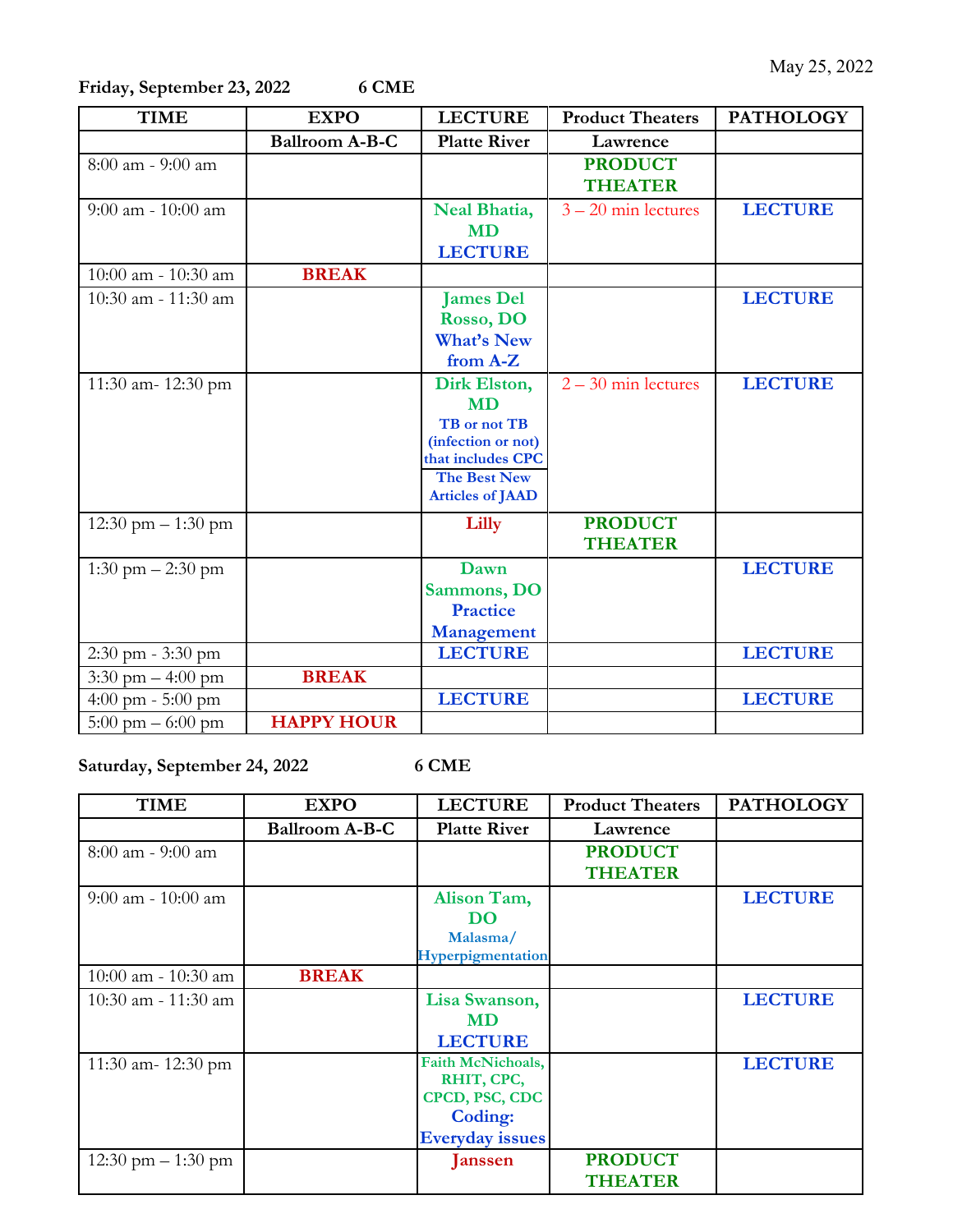May 25, 2022

**Friday, September 23, 2022 6 CME**

| TIME | EXPO | LECTURE | Product Theaters | PATHOLOGY |
|---|---|---|---|---|
| | Ballroom A-B-C | Platte River | Lawrence | |
| 8:00 am - 9:00 am | | | PRODUCT THEATER | |
| 9:00 am - 10:00 am | | Neal Bhatia, MD LECTURE | 3 – 20 min lectures | LECTURE |
| 10:00 am - 10:30 am | BREAK | | | |
| 10:30 am - 11:30 am | | James Del Rosso, DO What's New from A-Z | | LECTURE |
| 11:30 am- 12:30 pm | | Dirk Elston, MD TB or not TB (infection or not) that includes CPC / The Best New Articles of JAAD | 2 – 30 min lectures | LECTURE |
| 12:30 pm – 1:30 pm | | Lilly | PRODUCT THEATER | |
| 1:30 pm – 2:30 pm | | Dawn Sammons, DO Practice Management | | LECTURE |
| 2:30 pm - 3:30 pm | | LECTURE | | LECTURE |
| 3:30 pm – 4:00 pm | BREAK | | | |
| 4:00 pm - 5:00 pm | | LECTURE | | LECTURE |
| 5:00 pm – 6:00 pm | HAPPY HOUR | | | |

**Saturday, September 24, 2022 6 CME**

| TIME | EXPO | LECTURE | Product Theaters | PATHOLOGY |
|---|---|---|---|---|
| | Ballroom A-B-C | Platte River | Lawrence | |
| 8:00 am - 9:00 am | | | PRODUCT THEATER | |
| 9:00 am - 10:00 am | | Alison Tam, DO Malasma/ Hyperpigmentation | | LECTURE |
| 10:00 am - 10:30 am | BREAK | | | |
| 10:30 am - 11:30 am | | Lisa Swanson, MD LECTURE | | LECTURE |
| 11:30 am- 12:30 pm | | Faith McNichoals, RHIT, CPC, CPCD, PSC, CDC Coding: Everyday issues | | LECTURE |
| 12:30 pm – 1:30 pm | | Janssen | PRODUCT THEATER | |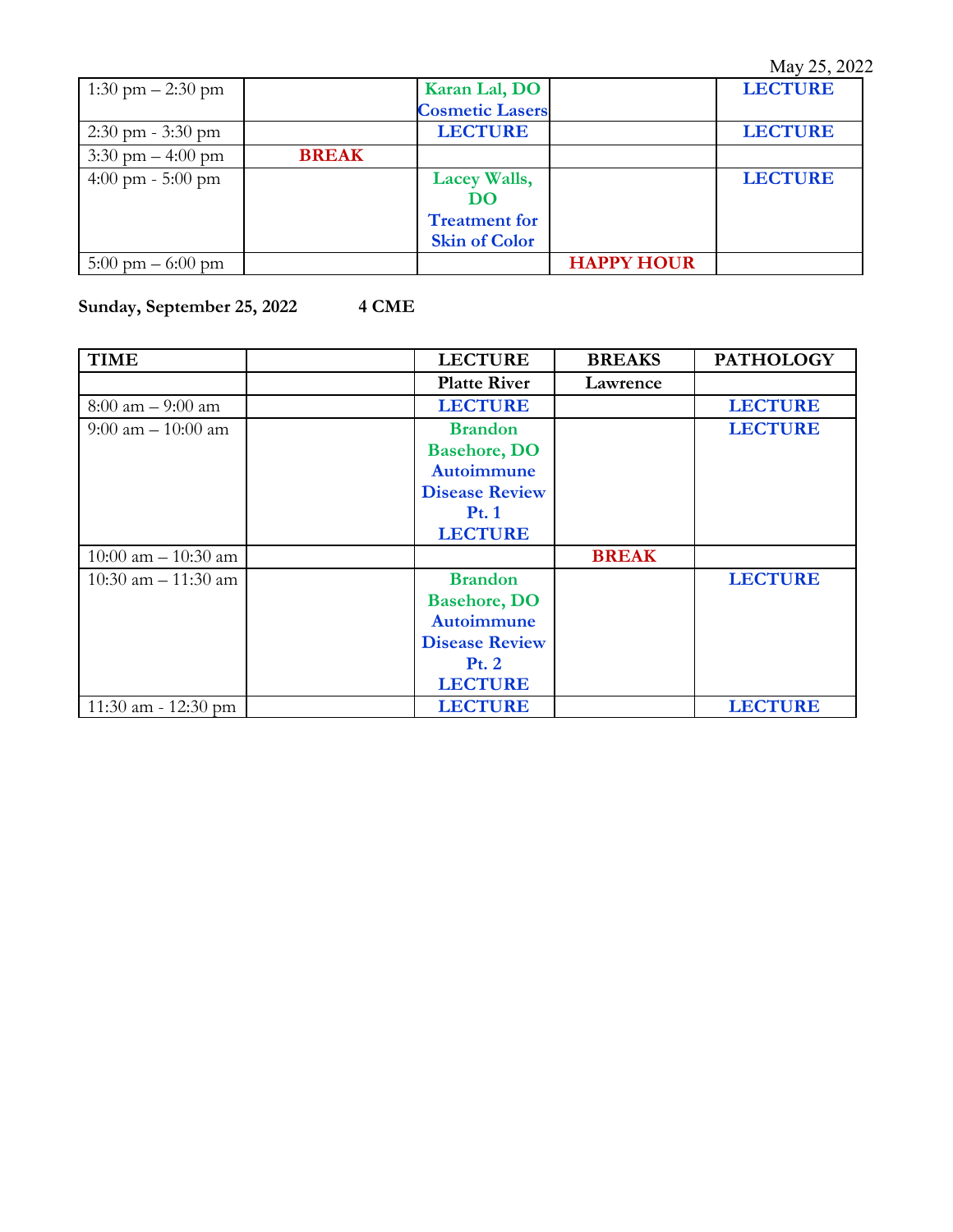May 25, 2022

| | | | | |
|---|---|---|---|---|
| 1:30 pm – 2:30 pm | | Karan Lal, DO Cosmetic Lasers | | LECTURE |
| 2:30 pm - 3:30 pm | | LECTURE | | LECTURE |
| 3:30 pm – 4:00 pm | BREAK | | | |
| 4:00 pm - 5:00 pm | | Lacey Walls, DO Treatment for Skin of Color | | LECTURE |
| 5:00 pm – 6:00 pm | | | HAPPY HOUR | |

**Sunday, September 25, 2022 4 CME**

| TIME | | LECTURE | BREAKS | PATHOLOGY |
|---|---|---|---|---|
| | | Platte River | Lawrence | |
| 8:00 am – 9:00 am | | LECTURE | | LECTURE |
| 9:00 am – 10:00 am | | Brandon Basehore, DO Autoimmune Disease Review Pt. 1 LECTURE | | LECTURE |
| 10:00 am – 10:30 am | | | BREAK | |
| 10:30 am – 11:30 am | | Brandon Basehore, DO Autoimmune Disease Review Pt. 2 LECTURE | | LECTURE |
| 11:30 am - 12:30 pm | | LECTURE | | LECTURE |